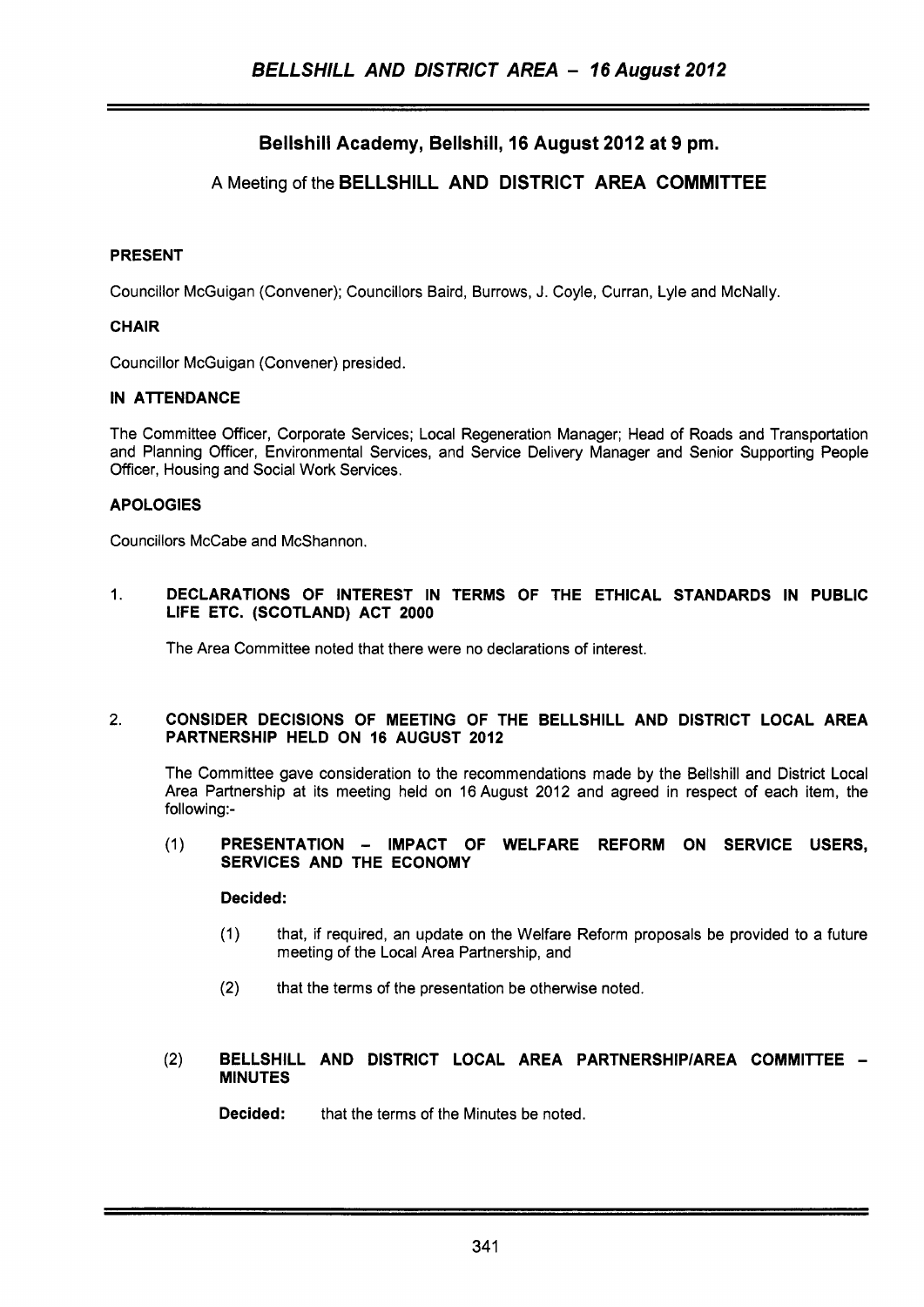## Bellshill Academy, Bellshill, 16 August 2012 at 9 pm.

### A Meeting of the BELLSHILL AND DISTRICT AREA COMMITTEE

**PRESENT**

Councillor McGuigan (Convener); Councillors Baird, Burrows, J. Coyle, Curran, Lyle and McNally.

**CHAIR**

Councillor McGuigan (Convener) presided.

**IN ATTENDANCE**

The Committee Officer, Corporate Services; Local Regeneration Manager; Head of Roads and Transportation and Planning Officer, Environmental Services, and Service Delivery Manager and Senior Supporting People Officer, Housing and Social Work Services.

**APOLOGIES**

Councillors McCabe and McShannon.

1. **DECLARATIONS OF INTEREST IN TERMS OF THE ETHICAL STANDARDS IN PUBLIC LIFE ETC. (SCOTLAND) ACT 2000**

   The Area Committee noted that there were no declarations of interest.

2. **CONSIDER DECISIONS OF MEETING OF THE BELLSHILL AND DISTRICT LOCAL AREA PARTNERSHIP HELD ON 16 AUGUST 2012**

   The Committee gave consideration to the recommendations made by the Bellshill and District Local Area Partnership at its meeting held on 16 August 2012 and agreed in respect of each item, the following:-

   (1) **PRESENTATION – IMPACT OF WELFARE REFORM ON SERVICE USERS, SERVICES AND THE ECONOMY**

   **Decided:**

   (1) that, if required, an update on the Welfare Reform proposals be provided to a future meeting of the Local Area Partnership, and

   (2) that the terms of the presentation be otherwise noted.

   (2) **BELLSHILL AND DISTRICT LOCAL AREA PARTNERSHIP/AREA COMMITTEE – MINUTES**

   **Decided:** that the terms of the Minutes be noted.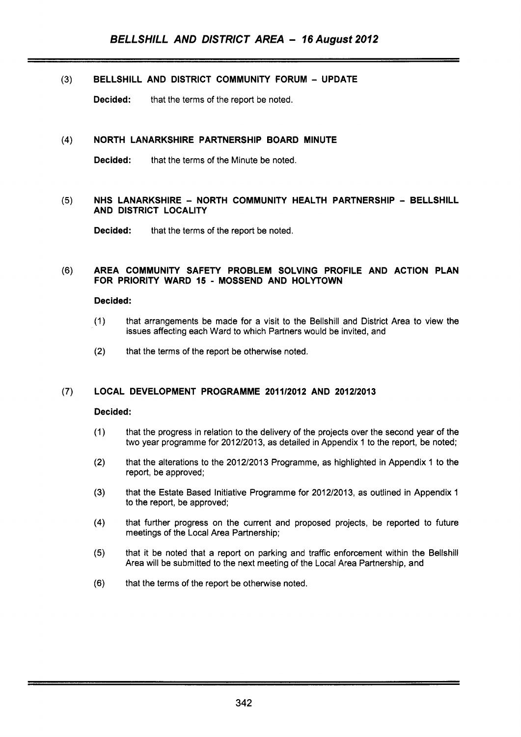(3) **BELLSHILL AND DISTRICT COMMUNITY FORUM – UPDATE**

**Decided:** that the terms of the report be noted.

(4) **NORTH LANARKSHIRE PARTNERSHIP BOARD MINUTE**

**Decided:** that the terms of the Minute be noted.

(5) **NHS LANARKSHIRE – NORTH COMMUNITY HEALTH PARTNERSHIP – BELLSHILL AND DISTRICT LOCALITY**

**Decided:** that the terms of the report be noted.

(6) **AREA COMMUNITY SAFETY PROBLEM SOLVING PROFILE AND ACTION PLAN FOR PRIORITY WARD 15 - MOSSEND AND HOLYTOWN**

**Decided:**

(1) that arrangements be made for a visit to the Bellshill and District Area to view the issues affecting each Ward to which Partners would be invited, and

(2) that the terms of the report be otherwise noted.

(7) **LOCAL DEVELOPMENT PROGRAMME 2011/2012 AND 2012/2013**

**Decided:**

(1) that the progress in relation to the delivery of the projects over the second year of the two year programme for 2012/2013, as detailed in Appendix 1 to the report, be noted;

(2) that the alterations to the 2012/2013 Programme, as highlighted in Appendix 1 to the report, be approved;

(3) that the Estate Based Initiative Programme for 2012/2013, as outlined in Appendix 1 to the report, be approved;

(4) that further progress on the current and proposed projects, be reported to future meetings of the Local Area Partnership;

(5) that it be noted that a report on parking and traffic enforcement within the Bellshill Area will be submitted to the next meeting of the Local Area Partnership, and

(6) that the terms of the report be otherwise noted.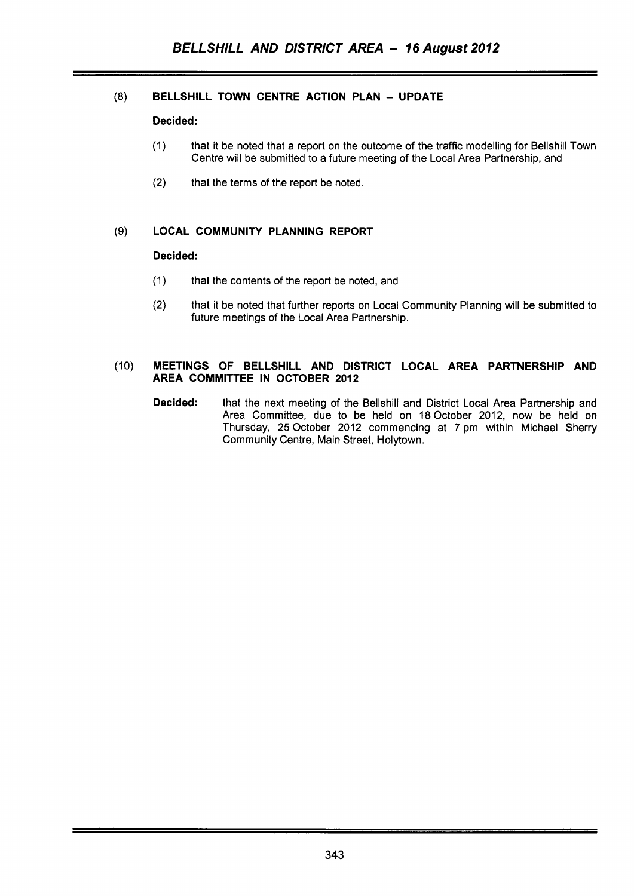### (8) BELLSHILL TOWN CENTRE ACTION PLAN – UPDATE

**Decided:**

(1) that it be noted that a report on the outcome of the traffic modelling for Bellshill Town Centre will be submitted to a future meeting of the Local Area Partnership, and

(2) that the terms of the report be noted.

### (9) LOCAL COMMUNITY PLANNING REPORT

**Decided:**

(1) that the contents of the report be noted, and

(2) that it be noted that further reports on Local Community Planning will be submitted to future meetings of the Local Area Partnership.

### (10) MEETINGS OF BELLSHILL AND DISTRICT LOCAL AREA PARTNERSHIP AND AREA COMMITTEE IN OCTOBER 2012

**Decided:** that the next meeting of the Bellshill and District Local Area Partnership and Area Committee, due to be held on 18 October 2012, now be held on Thursday, 25 October 2012 commencing at 7 pm within Michael Sherry Community Centre, Main Street, Holytown.